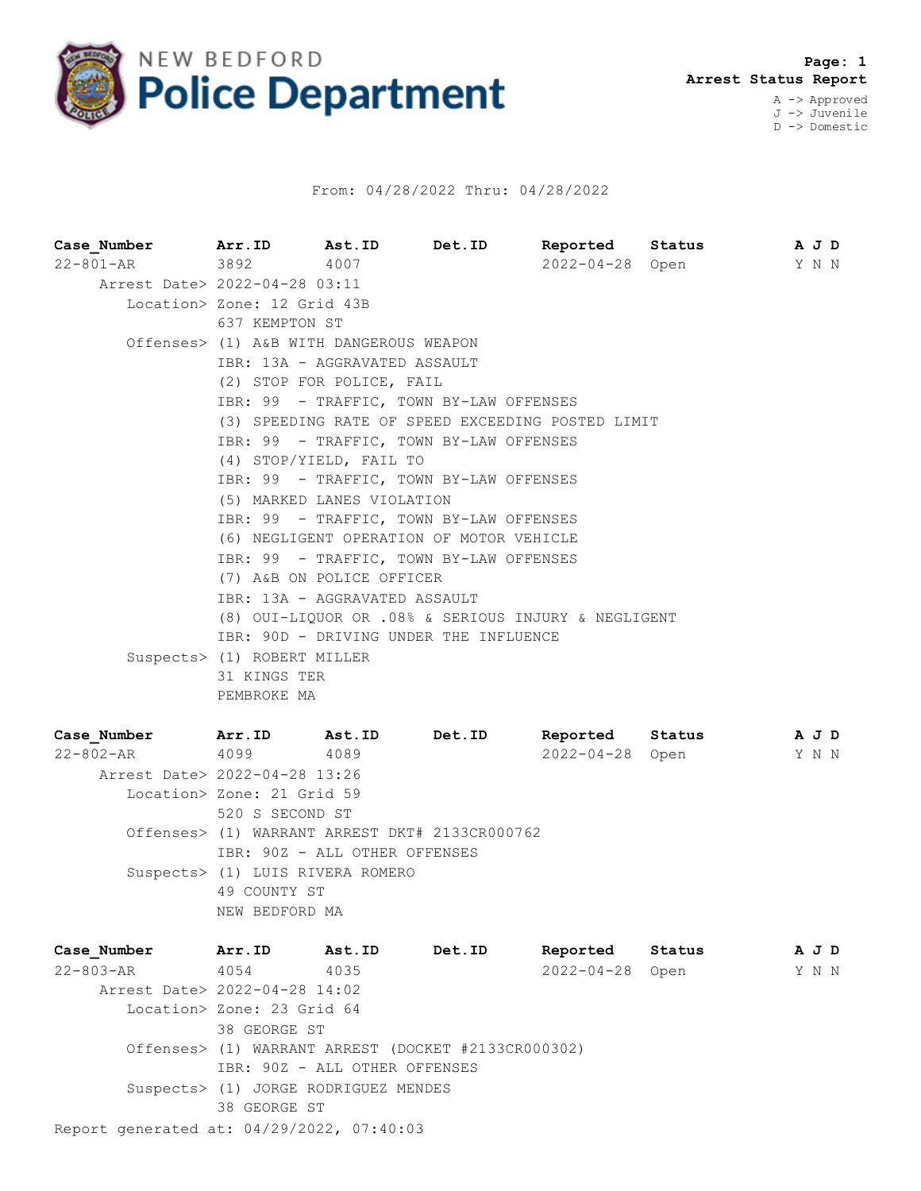# NEW BEDFORD Police Department

**Arrest Status Report**

A -> Approved
J -> Juvenile
D -> Domestic

From: 04/28/2022 Thru: 04/28/2022

| Case_Number | Arr.ID | Ast.ID | Det.ID | Reported | Status | A | J | D |
|---|---|---|---|---|---|---|---|---|
| 22-801-AR | 3892 | 4007 | | 2022-04-28 | Open | Y | N | N |

Arrest Date> 2022-04-28 03:11
Location> Zone: 12 Grid 43B
637 KEMPTON ST
Offenses> (1) A&B WITH DANGEROUS WEAPON
IBR: 13A - AGGRAVATED ASSAULT
(2) STOP FOR POLICE, FAIL
IBR: 99 - TRAFFIC, TOWN BY-LAW OFFENSES
(3) SPEEDING RATE OF SPEED EXCEEDING POSTED LIMIT
IBR: 99 - TRAFFIC, TOWN BY-LAW OFFENSES
(4) STOP/YIELD, FAIL TO
IBR: 99 - TRAFFIC, TOWN BY-LAW OFFENSES
(5) MARKED LANES VIOLATION
IBR: 99 - TRAFFIC, TOWN BY-LAW OFFENSES
(6) NEGLIGENT OPERATION OF MOTOR VEHICLE
IBR: 99 - TRAFFIC, TOWN BY-LAW OFFENSES
(7) A&B ON POLICE OFFICER
IBR: 13A - AGGRAVATED ASSAULT
(8) OUI-LIQUOR OR .08% & SERIOUS INJURY & NEGLIGENT
IBR: 90D - DRIVING UNDER THE INFLUENCE
Suspects> (1) ROBERT MILLER
31 KINGS TER
PEMBROKE MA

| Case_Number | Arr.ID | Ast.ID | Det.ID | Reported | Status | A | J | D |
|---|---|---|---|---|---|---|---|---|
| 22-802-AR | 4099 | 4089 | | 2022-04-28 | Open | Y | N | N |

Arrest Date> 2022-04-28 13:26
Location> Zone: 21 Grid 59
520 S SECOND ST
Offenses> (1) WARRANT ARREST DKT# 2133CR000762
IBR: 90Z - ALL OTHER OFFENSES
Suspects> (1) LUIS RIVERA ROMERO
49 COUNTY ST
NEW BEDFORD MA

| Case_Number | Arr.ID | Ast.ID | Det.ID | Reported | Status | A | J | D |
|---|---|---|---|---|---|---|---|---|
| 22-803-AR | 4054 | 4035 | | 2022-04-28 | Open | Y | N | N |

Arrest Date> 2022-04-28 14:02
Location> Zone: 23 Grid 64
38 GEORGE ST
Offenses> (1) WARRANT ARREST (DOCKET #2133CR000302)
IBR: 90Z - ALL OTHER OFFENSES
Suspects> (1) JORGE RODRIGUEZ MENDES
38 GEORGE ST

Report generated at: 04/29/2022, 07:40:03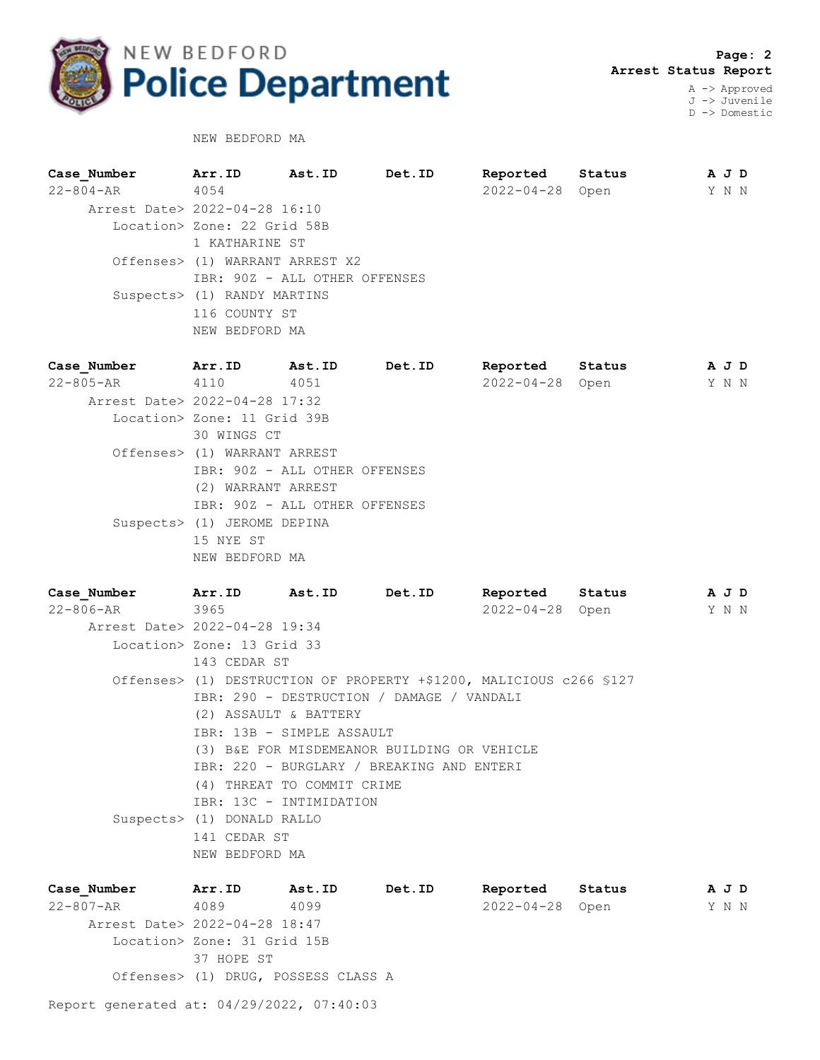NEW BEDFORD MA

| Case_Number | Arr.ID | Ast.ID | Det.ID | Reported | Status | A J D |
|---|---|---|---|---|---|---|
| 22-804-AR | 4054 | | | 2022-04-28 | Open | Y N N |

Arrest Date> 2022-04-28 16:10
Location> Zone: 22 Grid 58B
1 KATHARINE ST
Offenses> (1) WARRANT ARREST X2
IBR: 90Z - ALL OTHER OFFENSES
Suspects> (1) RANDY MARTINS
116 COUNTY ST
NEW BEDFORD MA

| Case_Number | Arr.ID | Ast.ID | Det.ID | Reported | Status | A J D |
|---|---|---|---|---|---|---|
| 22-805-AR | 4110 | 4051 | | 2022-04-28 | Open | Y N N |

Arrest Date> 2022-04-28 17:32
Location> Zone: 11 Grid 39B
30 WINGS CT
Offenses> (1) WARRANT ARREST
IBR: 90Z - ALL OTHER OFFENSES
(2) WARRANT ARREST
IBR: 90Z - ALL OTHER OFFENSES
Suspects> (1) JEROME DEPINA
15 NYE ST
NEW BEDFORD MA

| Case_Number | Arr.ID | Ast.ID | Det.ID | Reported | Status | A J D |
|---|---|---|---|---|---|---|
| 22-806-AR | 3965 | | | 2022-04-28 | Open | Y N N |

Arrest Date> 2022-04-28 19:34
Location> Zone: 13 Grid 33
143 CEDAR ST
Offenses> (1) DESTRUCTION OF PROPERTY +$1200, MALICIOUS c266 §127
IBR: 290 - DESTRUCTION / DAMAGE / VANDALI
(2) ASSAULT & BATTERY
IBR: 13B - SIMPLE ASSAULT
(3) B&E FOR MISDEMEANOR BUILDING OR VEHICLE
IBR: 220 - BURGLARY / BREAKING AND ENTERI
(4) THREAT TO COMMIT CRIME
IBR: 13C - INTIMIDATION
Suspects> (1) DONALD RALLO
141 CEDAR ST
NEW BEDFORD MA

| Case_Number | Arr.ID | Ast.ID | Det.ID | Reported | Status | A J D |
|---|---|---|---|---|---|---|
| 22-807-AR | 4089 | 4099 | | 2022-04-28 | Open | Y N N |

Arrest Date> 2022-04-28 18:47
Location> Zone: 31 Grid 15B
37 HOPE ST
Offenses> (1) DRUG, POSSESS CLASS A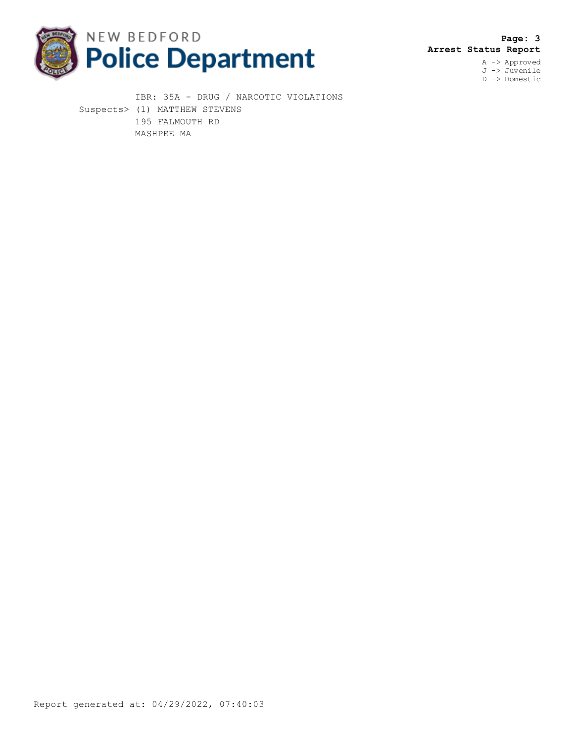**Arrest Status Report**

A -> Approved
J -> Juvenile
D -> Domestic

IBR: 35A - DRUG / NARCOTIC VIOLATIONS

Suspects> (1) MATTHEW STEVENS
195 FALMOUTH RD
MASHPEE MA

Report generated at: 04/29/2022, 07:40:03